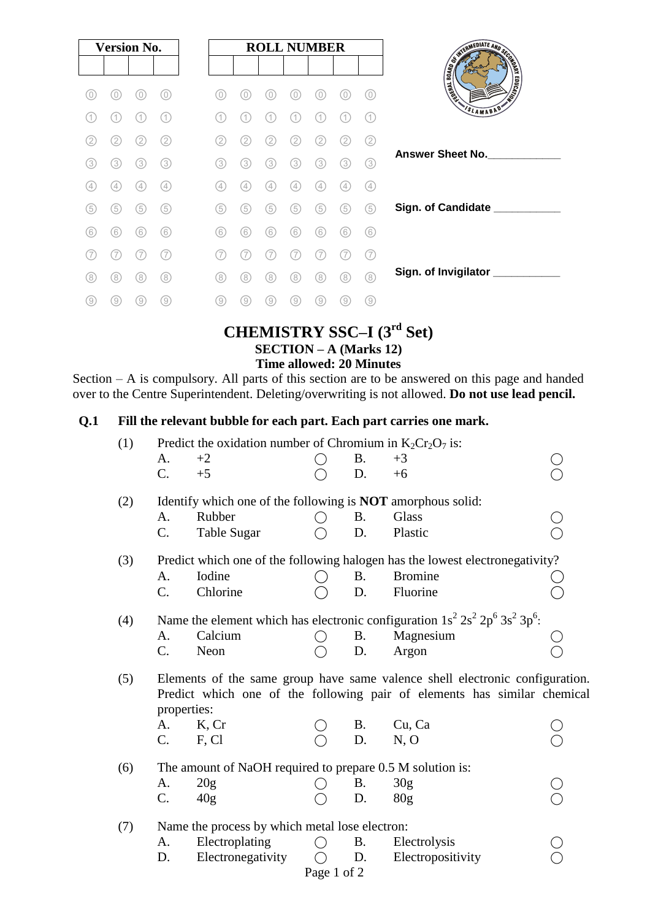| Version No. | | | |
|---|---|---|---|
| | | | |

| ROLL NUMBER | | | | | | |
|---|---|---|---|---|---|---|
| | | | | | | |

Answer Sheet No.____________

Sign. of Candidate ___________

Sign. of Invigilator ___________

# CHEMISTRY SSC–I (3rd Set)

## SECTION – A (Marks 12)

**Time allowed: 20 Minutes**

Section – A is compulsory. All parts of this section are to be answered on this page and handed over to the Centre Superintendent. Deleting/overwriting is not allowed. **Do not use lead pencil.**

**Q.1 Fill the relevant bubble for each part. Each part carries one mark.**

(1) Predict the oxidation number of Chromium in $K_2Cr_2O_7$ is:

| | | | | | |
|---|---|---|---|---|---|
| A. | +2 | ◯ | B. | +3 | ◯ |
| C. | +5 | ◯ | D. | +6 | ◯ |

(2) Identify which one of the following is **NOT** amorphous solid:

| | | | | | |
|---|---|---|---|---|---|
| A. | Rubber | ◯ | B. | Glass | ◯ |
| C. | Table Sugar | ◯ | D. | Plastic | ◯ |

(3) Predict which one of the following halogen has the lowest electronegativity?

| | | | | | |
|---|---|---|---|---|---|
| A. | Iodine | ◯ | B. | Bromine | ◯ |
| C. | Chlorine | ◯ | D. | Fluorine | ◯ |

(4) Name the element which has electronic configuration $1s^2\ 2s^2\ 2p^6\ 3s^2\ 3p^6$:

| | | | | | |
|---|---|---|---|---|---|
| A. | Calcium | ◯ | B. | Magnesium | ◯ |
| C. | Neon | ◯ | D. | Argon | ◯ |

(5) Elements of the same group have same valence shell electronic configuration. Predict which one of the following pair of elements has similar chemical properties:

| | | | | | |
|---|---|---|---|---|---|
| A. | K, Cr | ◯ | B. | Cu, Ca | ◯ |
| C. | F, Cl | ◯ | D. | N, O | ◯ |

(6) The amount of NaOH required to prepare 0.5 M solution is:

| | | | | | |
|---|---|---|---|---|---|
| A. | 20g | ◯ | B. | 30g | ◯ |
| C. | 40g | ◯ | D. | 80g | ◯ |

(7) Name the process by which metal lose electron:

| | | | | | |
|---|---|---|---|---|---|
| A. | Electroplating | ◯ | B. | Electrolysis | ◯ |
| D. | Electronegativity | ◯ | D. | Electropositivity | ◯ |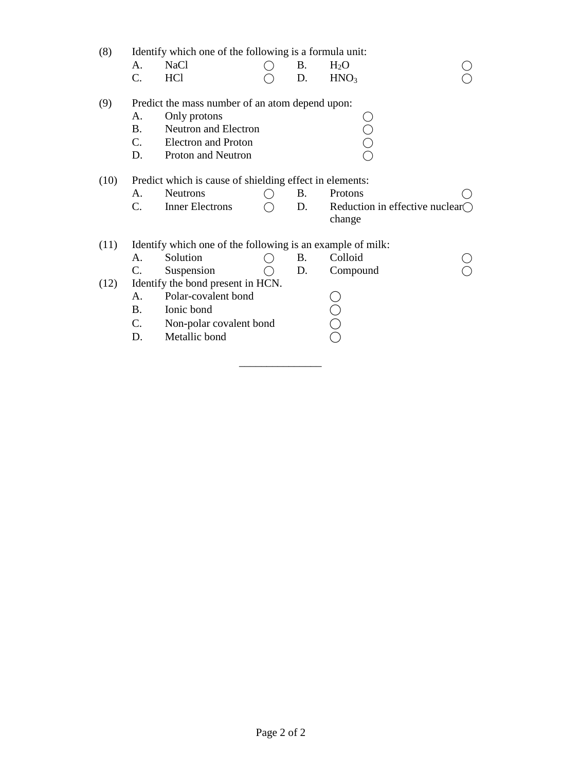(8) Identify which one of the following is a formula unit:

A. NaCl ◯ B. $H_2O$ ◯
C. HCl ◯ D. $HNO_3$ ◯

(9) Predict the mass number of an atom depend upon:

A. Only protons ◯
B. Neutron and Electron ◯
C. Electron and Proton ◯
D. Proton and Neutron ◯

(10) Predict which is cause of shielding effect in elements:

A. Neutrons ◯ B. Protons ◯
C. Inner Electrons ◯ D. Reduction in effective nuclear change ◯

(11) Identify which one of the following is an example of milk:

A. Solution ◯ B. Colloid ◯
C. Suspension ◯ D. Compound ◯

(12) Identify the bond present in HCN.

A. Polar-covalent bond ◯
B. Ionic bond ◯
C. Non-polar covalent bond ◯
D. Metallic bond ◯

_______________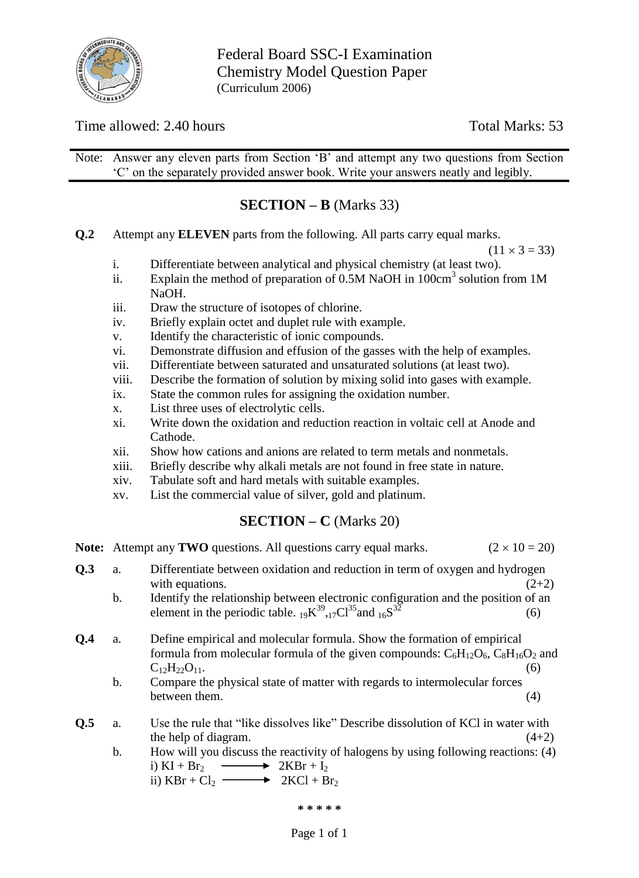# Federal Board SSC-I Examination
## Chemistry Model Question Paper
(Curriculum 2006)

Time allowed: 2.40 hours | Total Marks: 53

Note: Answer any eleven parts from Section 'B' and attempt any two questions from Section 'C' on the separately provided answer book. Write your answers neatly and legibly.

## SECTION – B (Marks 33)

**Q.2** Attempt any **ELEVEN** parts from the following. All parts carry equal marks. $(11 \times 3 = 33)$

i. Differentiate between analytical and physical chemistry (at least two).
ii. Explain the method of preparation of 0.5M NaOH in $100cm^3$ solution from 1M NaOH.
iii. Draw the structure of isotopes of chlorine.
iv. Briefly explain octet and duplet rule with example.
v. Identify the characteristic of ionic compounds.
vi. Demonstrate diffusion and effusion of the gasses with the help of examples.
vii. Differentiate between saturated and unsaturated solutions (at least two).
viii. Describe the formation of solution by mixing solid into gases with example.
ix. State the common rules for assigning the oxidation number.
x. List three uses of electrolytic cells.
xi. Write down the oxidation and reduction reaction in voltaic cell at Anode and Cathode.
xii. Show how cations and anions are related to term metals and nonmetals.
xiii. Briefly describe why alkali metals are not found in free state in nature.
xiv. Tabulate soft and hard metals with suitable examples.
xv. List the commercial value of silver, gold and platinum.

## SECTION – C (Marks 20)

**Note:** Attempt any **TWO** questions. All questions carry equal marks. $(2 \times 10 = 20)$

**Q.3**
a. Differentiate between oxidation and reduction in term of oxygen and hydrogen with equations. (2+2)
b. Identify the relationship between electronic configuration and the position of an element in the periodic table. ${}_{19}K^{39}$, ${}_{17}Cl^{35}$ and ${}_{16}S^{32}$ (6)

**Q.4**
a. Define empirical and molecular formula. Show the formation of empirical formula from molecular formula of the given compounds: $C_6H_{12}O_6$, $C_8H_{16}O_2$ and $C_{12}H_{22}O_{11}$. (6)
b. Compare the physical state of matter with regards to intermolecular forces between them. (4)

**Q.5**
a. Use the rule that "like dissolves like" Describe dissolution of KCl in water with the help of diagram. (4+2)
b. How will you discuss the reactivity of halogens by using following reactions: (4)
i) $KI + Br_2 \longrightarrow 2KBr + I_2$
ii) $KBr + Cl_2 \longrightarrow 2KCl + Br_2$

\* \* \* \* \*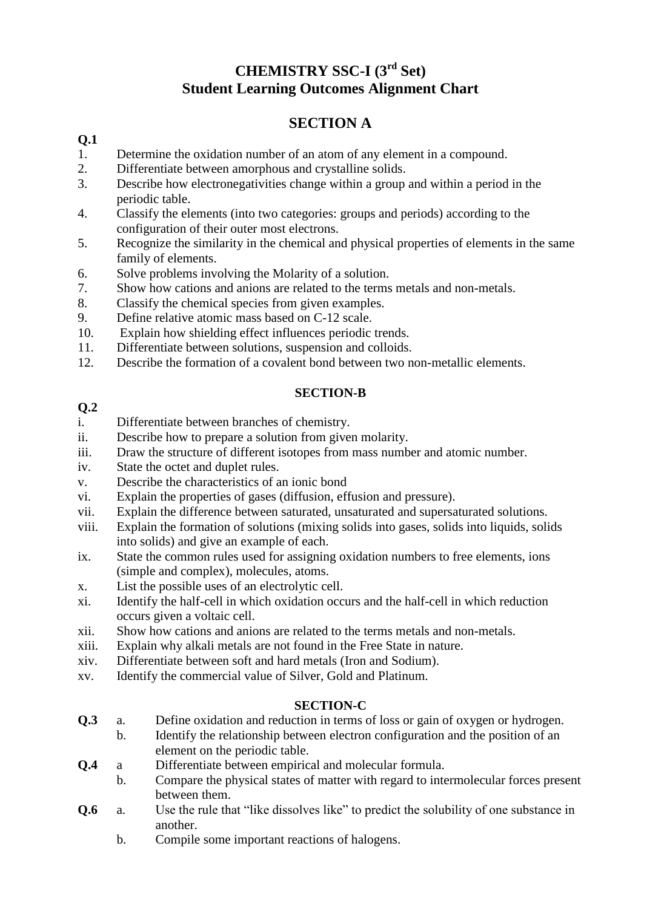# CHEMISTRY SSC-I (3rd Set)
# Student Learning Outcomes Alignment Chart

## SECTION A

**Q.1**

1. Determine the oxidation number of an atom of any element in a compound.
2. Differentiate between amorphous and crystalline solids.
3. Describe how electronegativities change within a group and within a period in the periodic table.
4. Classify the elements (into two categories: groups and periods) according to the configuration of their outer most electrons.
5. Recognize the similarity in the chemical and physical properties of elements in the same family of elements.
6. Solve problems involving the Molarity of a solution.
7. Show how cations and anions are related to the terms metals and non-metals.
8. Classify the chemical species from given examples.
9. Define relative atomic mass based on C-12 scale.
10. Explain how shielding effect influences periodic trends.
11. Differentiate between solutions, suspension and colloids.
12. Describe the formation of a covalent bond between two non-metallic elements.

### SECTION-B

**Q.2**

i. Differentiate between branches of chemistry.
ii. Describe how to prepare a solution from given molarity.
iii. Draw the structure of different isotopes from mass number and atomic number.
iv. State the octet and duplet rules.
v. Describe the characteristics of an ionic bond
vi. Explain the properties of gases (diffusion, effusion and pressure).
vii. Explain the difference between saturated, unsaturated and supersaturated solutions.
viii. Explain the formation of solutions (mixing solids into gases, solids into liquids, solids into solids) and give an example of each.
ix. State the common rules used for assigning oxidation numbers to free elements, ions (simple and complex), molecules, atoms.
x. List the possible uses of an electrolytic cell.
xi. Identify the half-cell in which oxidation occurs and the half-cell in which reduction occurs given a voltaic cell.
xii. Show how cations and anions are related to the terms metals and non-metals.
xiii. Explain why alkali metals are not found in the Free State in nature.
xiv. Differentiate between soft and hard metals (Iron and Sodium).
xv. Identify the commercial value of Silver, Gold and Platinum.

### SECTION-C

**Q.3**
- a. Define oxidation and reduction in terms of loss or gain of oxygen or hydrogen.
- b. Identify the relationship between electron configuration and the position of an element on the periodic table.

**Q.4**
- a Differentiate between empirical and molecular formula.
- b. Compare the physical states of matter with regard to intermolecular forces present between them.

**Q.6**
- a. Use the rule that "like dissolves like" to predict the solubility of one substance in another.
- b. Compile some important reactions of halogens.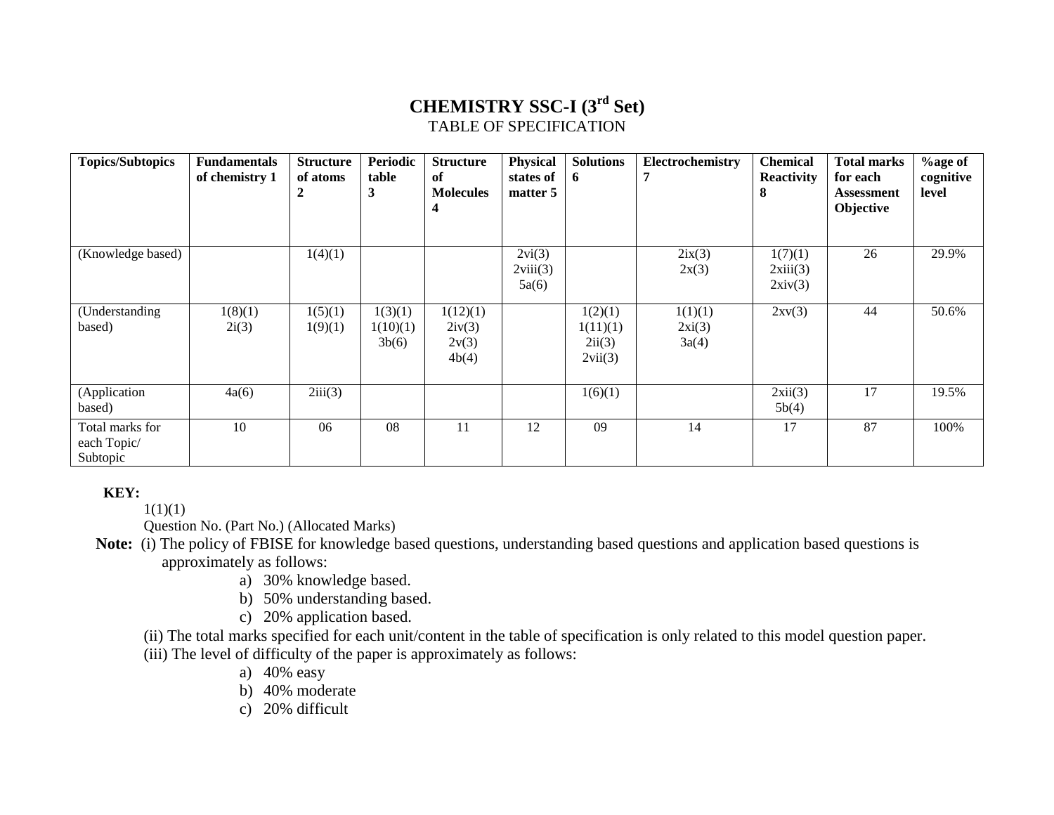# CHEMISTRY SSC-I ($3^{rd}$ Set)

TABLE OF SPECIFICATION

| Topics/Subtopics | Fundamentals of chemistry 1 | Structure of atoms 2 | Periodic table 3 | Structure of Molecules 4 | Physical states of matter 5 | Solutions 6 | Electrochemistry 7 | Chemical Reactivity 8 | Total marks for each Assessment Objective | %age of cognitive level |
|---|---|---|---|---|---|---|---|---|---|---|
| (Knowledge based) | | 1(4)(1) | | | 2vi(3)<br>2viii(3)<br>5a(6) | | 2ix(3)<br>2x(3) | 1(7)(1)<br>2xiii(3)<br>2xiv(3) | 26 | 29.9% |
| (Understanding based) | 1(8)(1)<br>2i(3) | 1(5)(1)<br>1(9)(1) | 1(3)(1)<br>1(10)(1)<br>3b(6) | 1(12)(1)<br>2iv(3)<br>2v(3)<br>4b(4) | | 1(2)(1)<br>1(11)(1)<br>2ii(3)<br>2vii(3) | 1(1)(1)<br>2xi(3)<br>3a(4) | 2xv(3) | 44 | 50.6% |
| (Application based) | 4a(6) | 2iii(3) | | | | 1(6)(1) | | 2xii(3)<br>5b(4) | 17 | 19.5% |
| Total marks for each Topic/ Subtopic | 10 | 06 | 08 | 11 | 12 | 09 | 14 | 17 | 87 | 100% |

**KEY:**

1(1)(1)

Question No. (Part No.) (Allocated Marks)

**Note:** (i) The policy of FBISE for knowledge based questions, understanding based questions and application based questions is approximately as follows:

a) 30% knowledge based.
b) 50% understanding based.
c) 20% application based.

(ii) The total marks specified for each unit/content in the table of specification is only related to this model question paper.

(iii) The level of difficulty of the paper is approximately as follows:

a) 40% easy
b) 40% moderate
c) 20% difficult